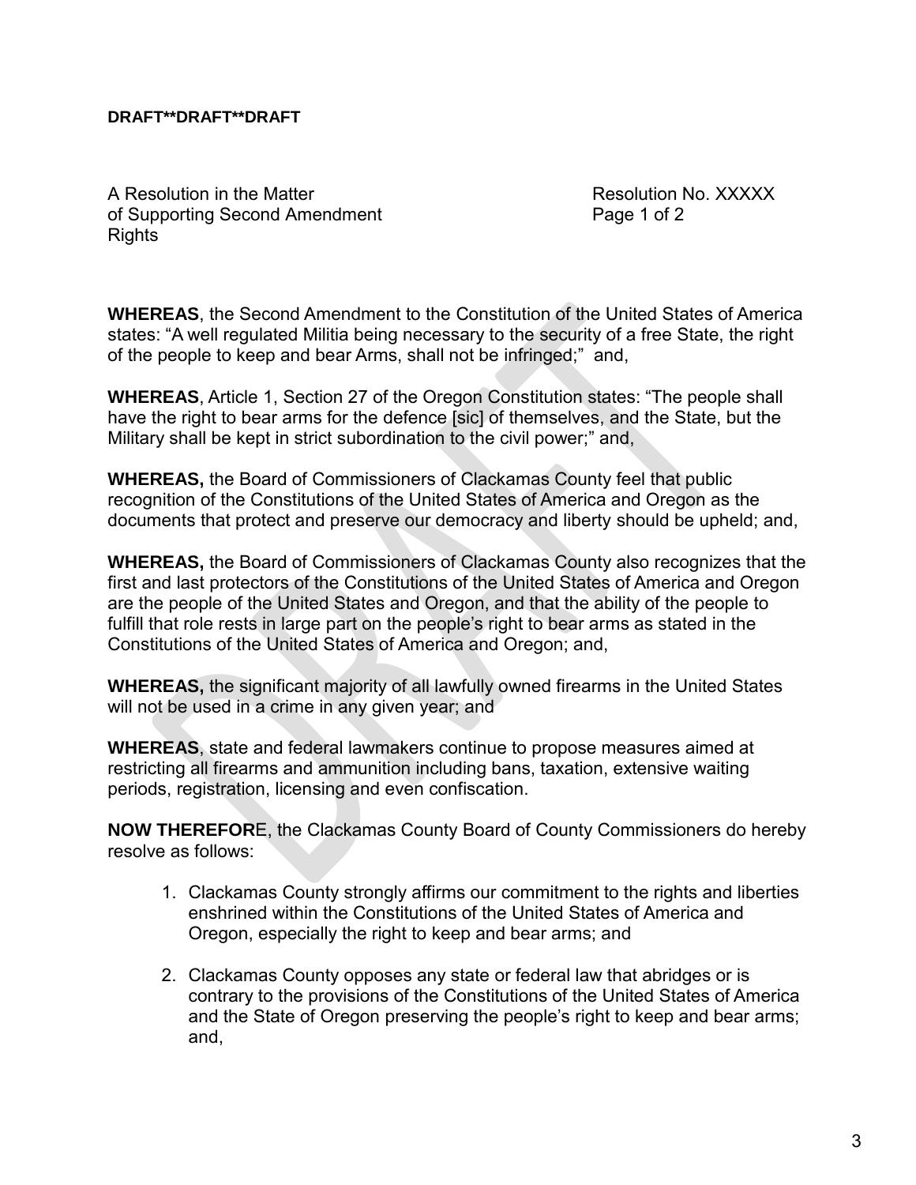**DRAFT**DRAFT**DRAFT**

A Resolution in the Matter of Supporting Second Amendment Rights

Resolution No. XXXXX

**WHEREAS**, the Second Amendment to the Constitution of the United States of America states: "A well regulated Militia being necessary to the security of a free State, the right of the people to keep and bear Arms, shall not be infringed;" and,

**WHEREAS**, Article 1, Section 27 of the Oregon Constitution states: "The people shall have the right to bear arms for the defence [sic] of themselves, and the State, but the Military shall be kept in strict subordination to the civil power;" and,

**WHEREAS,** the Board of Commissioners of Clackamas County feel that public recognition of the Constitutions of the United States of America and Oregon as the documents that protect and preserve our democracy and liberty should be upheld; and,

**WHEREAS,** the Board of Commissioners of Clackamas County also recognizes that the first and last protectors of the Constitutions of the United States of America and Oregon are the people of the United States and Oregon, and that the ability of the people to fulfill that role rests in large part on the people's right to bear arms as stated in the Constitutions of the United States of America and Oregon; and,

**WHEREAS,** the significant majority of all lawfully owned firearms in the United States will not be used in a crime in any given year; and

**WHEREAS**, state and federal lawmakers continue to propose measures aimed at restricting all firearms and ammunition including bans, taxation, extensive waiting periods, registration, licensing and even confiscation.

**NOW THEREFOR**E, the Clackamas County Board of County Commissioners do hereby resolve as follows:

1. Clackamas County strongly affirms our commitment to the rights and liberties enshrined within the Constitutions of the United States of America and Oregon, especially the right to keep and bear arms; and

2. Clackamas County opposes any state or federal law that abridges or is contrary to the provisions of the Constitutions of the United States of America and the State of Oregon preserving the people's right to keep and bear arms; and,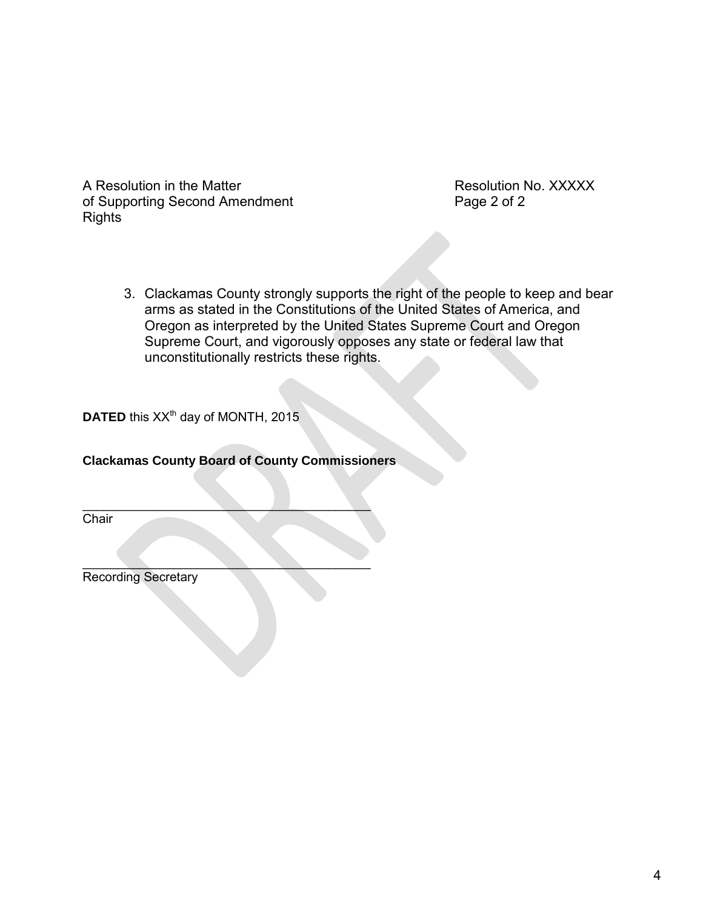3. Clackamas County strongly supports the right of the people to keep and bear arms as stated in the Constitutions of the United States of America, and Oregon as interpreted by the United States Supreme Court and Oregon Supreme Court, and vigorously opposes any state or federal law that unconstitutionally restricts these rights.

**DATED** this XX$^{th}$ day of MONTH, 2015

**Clackamas County Board of County Commissioners**

_________________________________________
Chair

_________________________________________
Recording Secretary